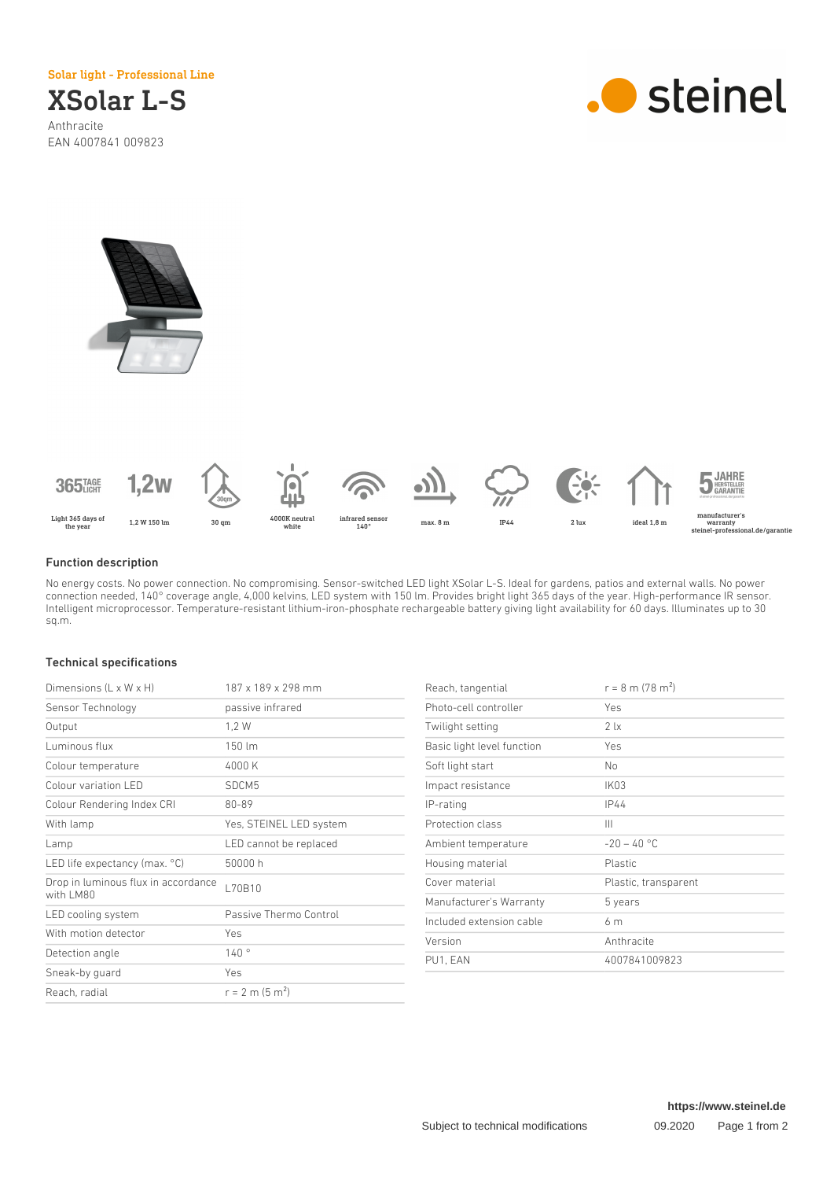Solar light - Professional Line

# XSolar L-S

Anthracite
EAN 4007841 009823

steinel

Light 365 days of the year | 1,2 W 150 lm | 30 qm | 4000K neutral white | infrared sensor 140° | max. 8 m | IP44 | 2 lux | ideal 1,8 m | manufacturer's warranty steinel-professional.de/garantie

## Function description

No energy costs. No power connection. No compromising. Sensor-switched LED light XSolar L-S. Ideal for gardens, patios and external walls. No power connection needed, 140° coverage angle, 4,000 kelvins, LED system with 150 lm. Provides bright light 365 days of the year. High-performance IR sensor. Intelligent microprocessor. Temperature-resistant lithium-iron-phosphate rechargeable battery giving light availability for 60 days. Illuminates up to 30 sq.m.

## Technical specifications

| | |
|---|---|
| Dimensions (L x W x H) | 187 x 189 x 298 mm |
| Sensor Technology | passive infrared |
| Output | 1,2 W |
| Luminous flux | 150 lm |
| Colour temperature | 4000 K |
| Colour variation LED | SDCM5 |
| Colour Rendering Index CRI | 80-89 |
| With lamp | Yes, STEINEL LED system |
| Lamp | LED cannot be replaced |
| LED life expectancy (max. °C) | 50000 h |
| Drop in luminous flux in accordance with LM80 | L70B10 |
| LED cooling system | Passive Thermo Control |
| With motion detector | Yes |
| Detection angle | 140 ° |
| Sneak-by guard | Yes |
| Reach, radial | r = 2 m (5 m$^2$) |
| Reach, tangential | r = 8 m (78 m$^2$) |
| Photo-cell controller | Yes |
| Twilight setting | 2 lx |
| Basic light level function | Yes |
| Soft light start | No |
| Impact resistance | IK03 |
| IP-rating | IP44 |
| Protection class | III |
| Ambient temperature | -20 – 40 °C |
| Housing material | Plastic |
| Cover material | Plastic, transparent |
| Manufacturer's Warranty | 5 years |
| Included extension cable | 6 m |
| Version | Anthracite |
| PU1, EAN | 4007841009823 |

https://www.steinel.de

Subject to technical modifications 09.2020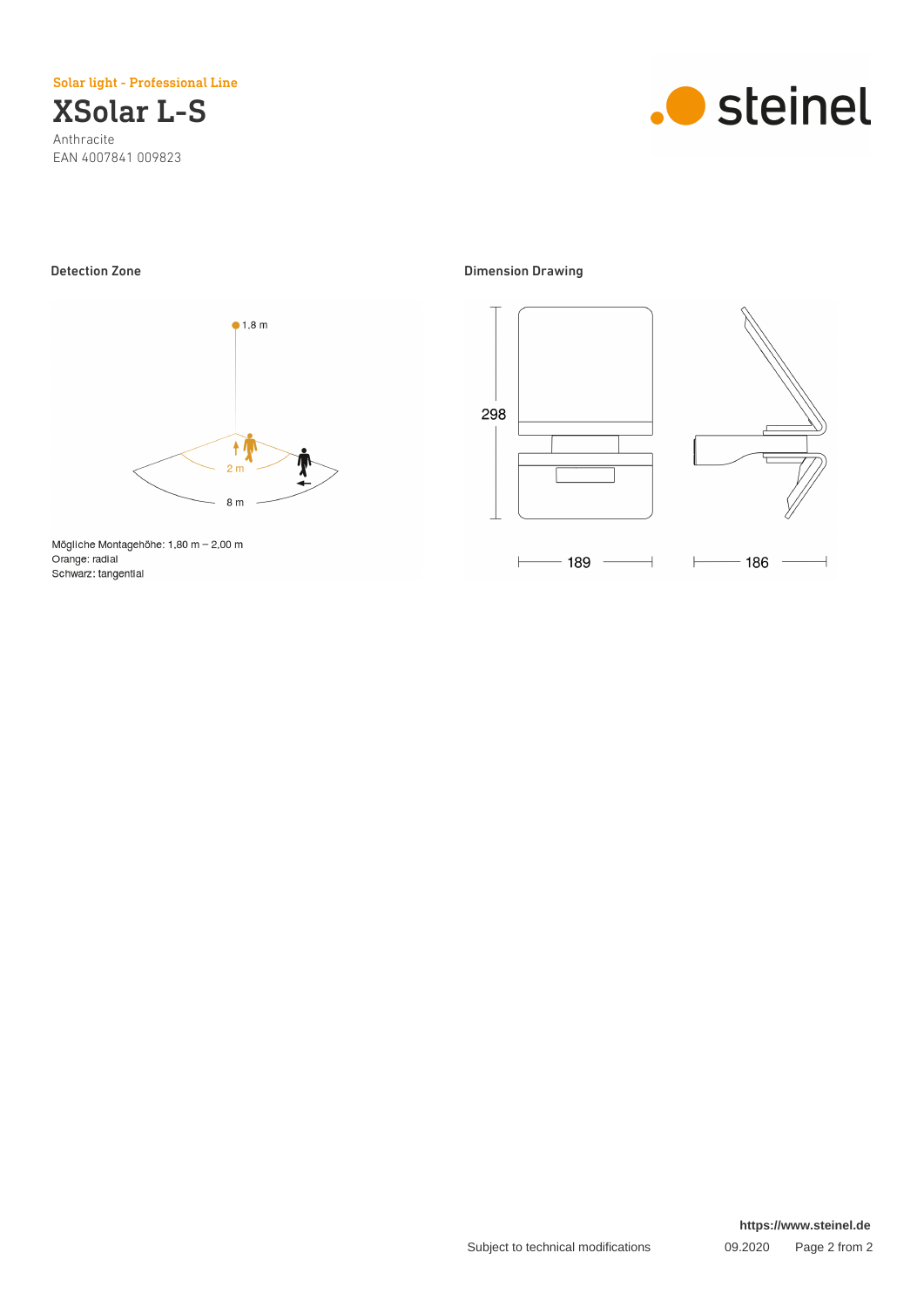Solar light - Professional Line

# XSolar L-S

Anthracite

EAN 4007841 009823

## Detection Zone

1,8 m

2 m

8 m

Mögliche Montagehöhe: 1,80 m – 2,00 m

Orange: radial

Schwarz: tangential

## Dimension Drawing

298

189

186

https://www.steinel.de

Subject to technical modifications

09.2020